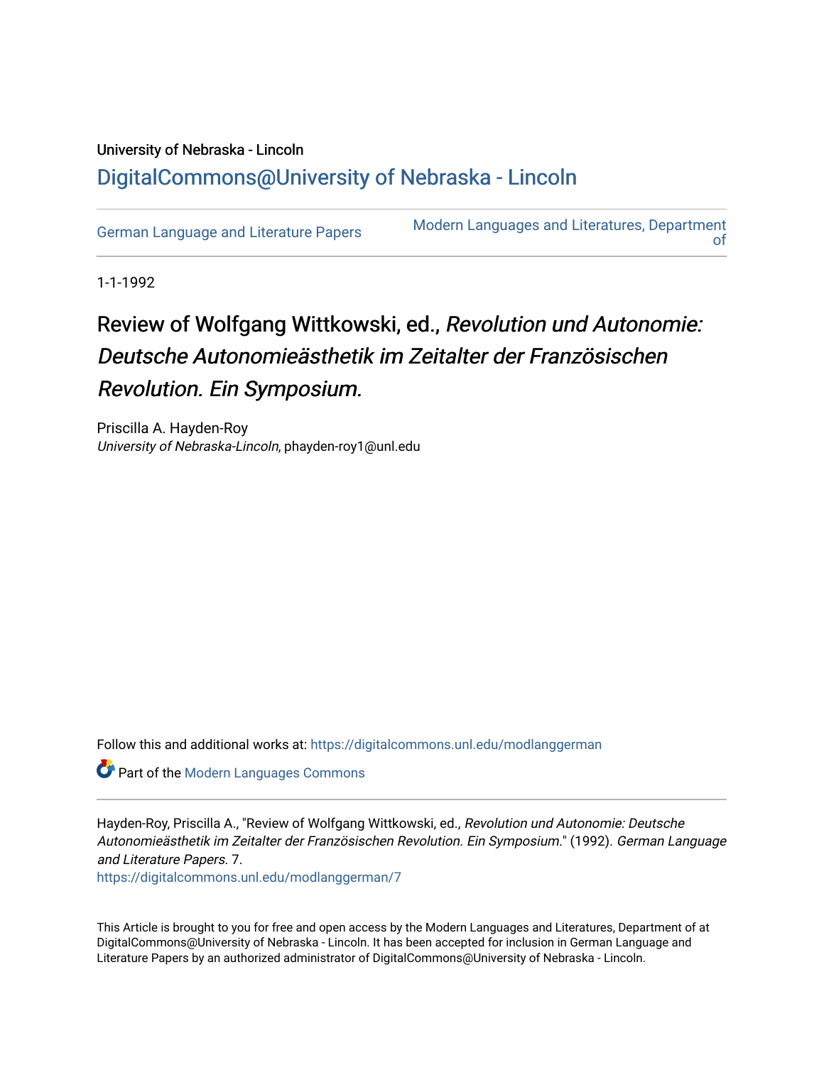University of Nebraska - Lincoln

## DigitalCommons@University of Nebraska - Lincoln

German Language and Literature Papers | Modern Languages and Literatures, Department of

1-1-1992

# Review of Wolfgang Wittkowski, ed., *Revolution und Autonomie: Deutsche Autonomieästhetik im Zeitalter der Französischen Revolution. Ein Symposium.*

Priscilla A. Hayden-Roy
*University of Nebraska-Lincoln*, phayden-roy1@unl.edu

Follow this and additional works at: https://digitalcommons.unl.edu/modlanggerman

Part of the Modern Languages Commons

Hayden-Roy, Priscilla A., "Review of Wolfgang Wittkowski, ed., *Revolution und Autonomie: Deutsche Autonomieästhetik im Zeitalter der Französischen Revolution. Ein Symposium.*" (1992). *German Language and Literature Papers*. 7.
https://digitalcommons.unl.edu/modlanggerman/7

This Article is brought to you for free and open access by the Modern Languages and Literatures, Department of at DigitalCommons@University of Nebraska - Lincoln. It has been accepted for inclusion in German Language and Literature Papers by an authorized administrator of DigitalCommons@University of Nebraska - Lincoln.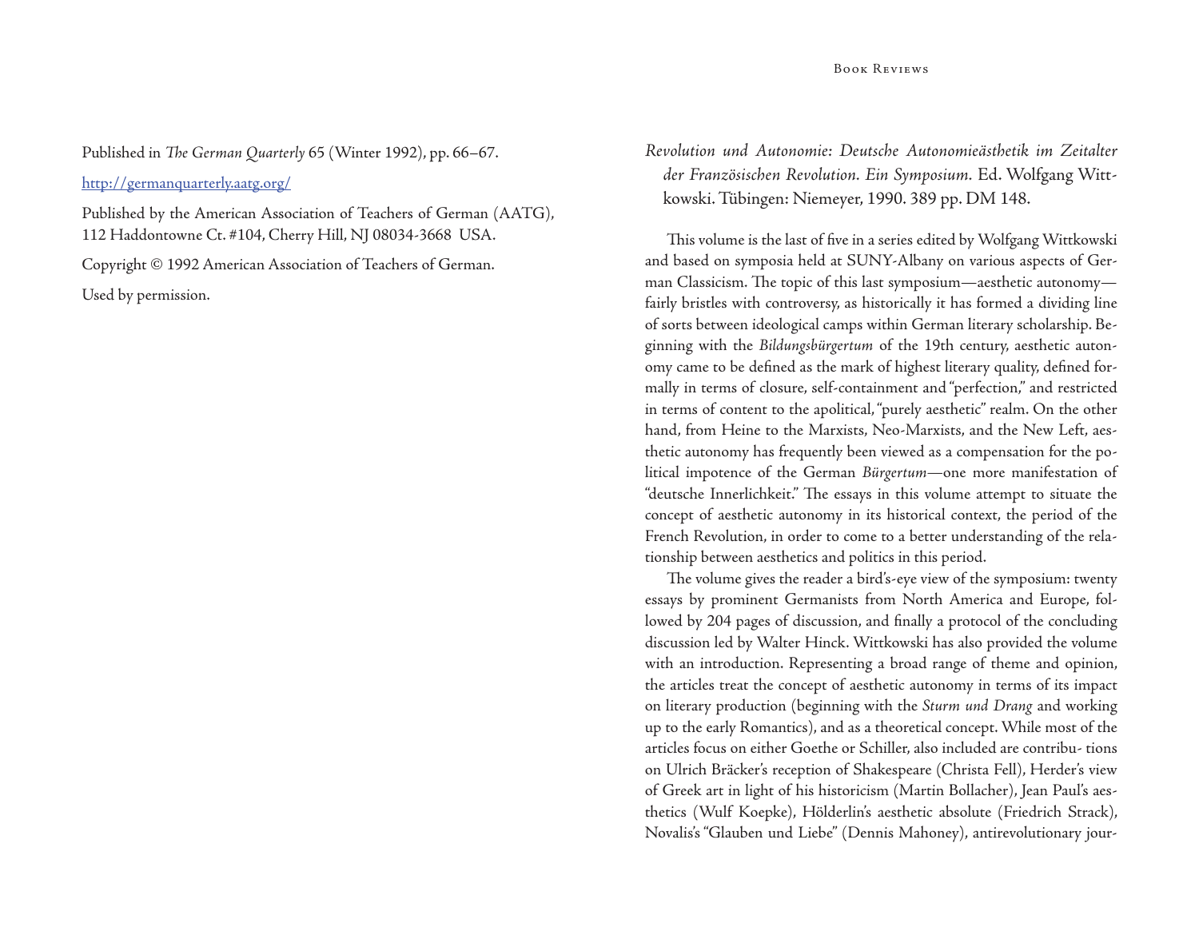Published in *The German Quarterly* 65 (Winter 1992), pp. 66–67.

http://germanquarterly.aatg.org/

Published by the American Association of Teachers of German (AATG), 112 Haddontowne Ct. #104, Cherry Hill, NJ 08034-3668 USA.

Copyright © 1992 American Association of Teachers of German.

Used by permission.

*Revolution und Autonomie: Deutsche Autonomieästhetik im Zeitalter der Französischen Revolution. Ein Symposium.* Ed. Wolfgang Wittkowski. Tübingen: Niemeyer, 1990. 389 pp. DM 148.

This volume is the last of five in a series edited by Wolfgang Wittkowski and based on symposia held at SUNY-Albany on various aspects of German Classicism. The topic of this last symposium—aesthetic autonomy—fairly bristles with controversy, as historically it has formed a dividing line of sorts between ideological camps within German literary scholarship. Beginning with the *Bildungsbürgertum* of the 19th century, aesthetic autonomy came to be defined as the mark of highest literary quality, defined formally in terms of closure, self-containment and "perfection," and restricted in terms of content to the apolitical, "purely aesthetic" realm. On the other hand, from Heine to the Marxists, Neo-Marxists, and the New Left, aesthetic autonomy has frequently been viewed as a compensation for the political impotence of the German *Bürgertum*—one more manifestation of "deutsche Innerlichkeit." The essays in this volume attempt to situate the concept of aesthetic autonomy in its historical context, the period of the French Revolution, in order to come to a better understanding of the relationship between aesthetics and politics in this period.

The volume gives the reader a bird's-eye view of the symposium: twenty essays by prominent Germanists from North America and Europe, followed by 204 pages of discussion, and finally a protocol of the concluding discussion led by Walter Hinck. Wittkowski has also provided the volume with an introduction. Representing a broad range of theme and opinion, the articles treat the concept of aesthetic autonomy in terms of its impact on literary production (beginning with the *Sturm und Drang* and working up to the early Romantics), and as a theoretical concept. While most of the articles focus on either Goethe or Schiller, also included are contributions on Ulrich Bräcker's reception of Shakespeare (Christa Fell), Herder's view of Greek art in light of his historicism (Martin Bollacher), Jean Paul's aesthetics (Wulf Koepke), Hölderlin's aesthetic absolute (Friedrich Strack), Novalis's "Glauben und Liebe" (Dennis Mahoney), antirevolutionary jour-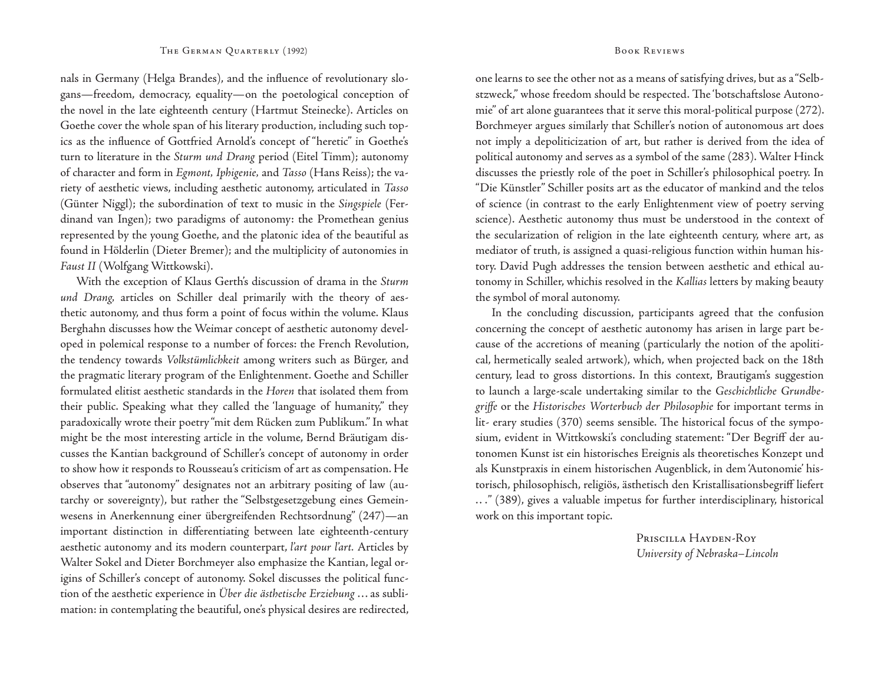nals in Germany (Helga Brandes), and the influence of revolutionary slogans—freedom, democracy, equality—on the poetological conception of the novel in the late eighteenth century (Hartmut Steinecke). Articles on Goethe cover the whole span of his literary production, including such topics as the influence of Gottfried Arnold's concept of "heretic" in Goethe's turn to literature in the *Sturm und Drang* period (Eitel Timm); autonomy of character and form in *Egmont, Iphigenie,* and *Tasso* (Hans Reiss); the variety of aesthetic views, including aesthetic autonomy, articulated in *Tasso* (Günter Niggl); the subordination of text to music in the *Singspiele* (Ferdinand van Ingen); two paradigms of autonomy: the Promethean genius represented by the young Goethe, and the platonic idea of the beautiful as found in Hölderlin (Dieter Bremer); and the multiplicity of autonomies in *Faust II* (Wolfgang Wittkowski).

With the exception of Klaus Gerth's discussion of drama in the *Sturm und Drang,* articles on Schiller deal primarily with the theory of aesthetic autonomy, and thus form a point of focus within the volume. Klaus Berghahn discusses how the Weimar concept of aesthetic autonomy developed in polemical response to a number of forces: the French Revolution, the tendency towards *Volkstümlichkeit* among writers such as Bürger, and the pragmatic literary program of the Enlightenment. Goethe and Schiller formulated elitist aesthetic standards in the *Horen* that isolated them from their public. Speaking what they called the 'language of humanity," they paradoxically wrote their poetry "mit dem Rücken zum Publikum." In what might be the most interesting article in the volume, Bernd Bräutigam discusses the Kantian background of Schiller's concept of autonomy in order to show how it responds to Rousseau's criticism of art as compensation. He observes that "autonomy" designates not an arbitrary positing of law (autarchy or sovereignty), but rather the "Selbstgesetzgebung eines Gemeinwesens in Anerkennung einer übergreifenden Rechtsordnung" (247)—an important distinction in differentiating between late eighteenth-century aesthetic autonomy and its modern counterpart, *l'art pour l'art.* Articles by Walter Sokel and Dieter Borchmeyer also emphasize the Kantian, legal origins of Schiller's concept of autonomy. Sokel discusses the political function of the aesthetic experience in *Über die ästhetische Erziehung* ... as sublimation: in contemplating the beautiful, one's physical desires are redirected, one learns to see the other not as a means of satisfying drives, but as a "Selbstzweck," whose freedom should be respected. The 'botschaftslose Autonomie" of art alone guarantees that it serve this moral-political purpose (272). Borchmeyer argues similarly that Schiller's notion of autonomous art does not imply a depoliticization of art, but rather is derived from the idea of political autonomy and serves as a symbol of the same (283). Walter Hinck discusses the priestly role of the poet in Schiller's philosophical poetry. In "Die Künstler" Schiller posits art as the educator of mankind and the telos of science (in contrast to the early Enlightenment view of poetry serving science). Aesthetic autonomy thus must be understood in the context of the secularization of religion in the late eighteenth century, where art, as mediator of truth, is assigned a quasi-religious function within human history. David Pugh addresses the tension between aesthetic and ethical autonomy in Schiller, whichis resolved in the *Kallias* letters by making beauty the symbol of moral autonomy.

In the concluding discussion, participants agreed that the confusion concerning the concept of aesthetic autonomy has arisen in large part because of the accretions of meaning (particularly the notion of the apolitical, hermetically sealed artwork), which, when projected back on the 18th century, lead to gross distortions. In this context, Brautigam's suggestion to launch a large-scale undertaking similar to the *Geschichtliche Grundbegriffe* or the *Historisches Worterbuch der Philosophie* for important terms in lit- erary studies (370) seems sensible. The historical focus of the symposium, evident in Wittkowski's concluding statement: "Der Begriff der autonomen Kunst ist ein historisches Ereignis als theoretisches Konzept und als Kunstpraxis in einem historischen Augenblick, in dem 'Autonomie' historisch, philosophisch, religiös, ästhetisch den Kristallisationsbegriff liefert . . ." (389), gives a valuable impetus for further interdisciplinary, historical work on this important topic.

Priscilla Hayden-Roy
*University of Nebraska–Lincoln*